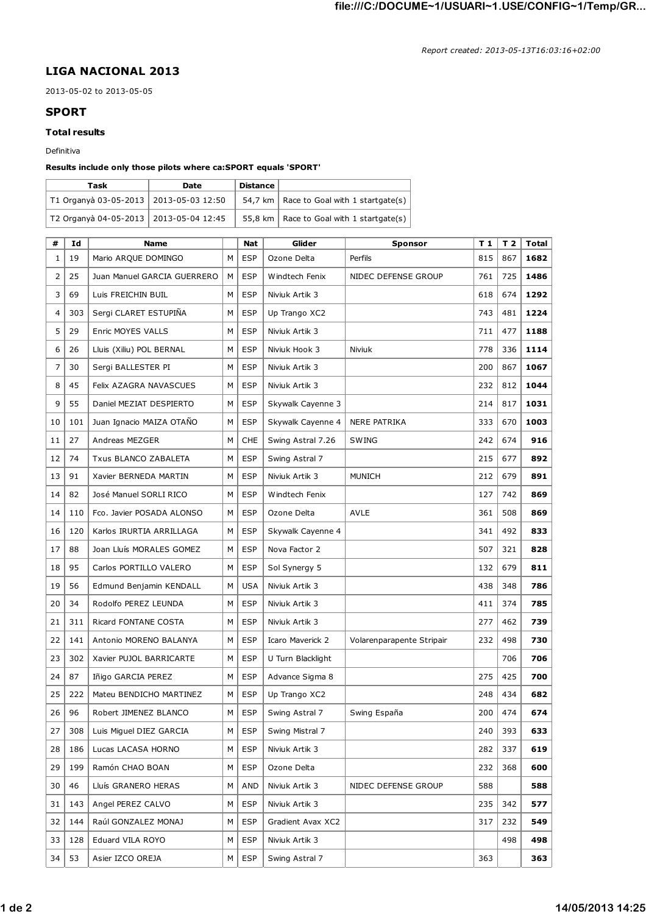*Report created: 2013-05-13T16:03:16+02:00*

## LIGA NACIONAL 2013

2013-05-02 to 2013-05-05

## SPORT

### Total results

Definitiva

**Results include only those pilots where ca:SPORT equals 'SPORT'**

| Task | Date | Distance | |
|---|---|---|---|
| T1 Organyà 03-05-2013 | 2013-05-03 12:50 | 54,7 km | Race to Goal with 1 startgate(s) |
| T2 Organyà 04-05-2013 | 2013-05-04 12:45 | 55,8 km | Race to Goal with 1 startgate(s) |

| # | Id | Name | | Nat | Glider | Sponsor | T 1 | T 2 | Total |
|---|---|---|---|---|---|---|---|---|---|
| 1 | 19 | Mario ARQUE DOMINGO | M | ESP | Ozone Delta | Perfils | 815 | 867 | **1682** |
| 2 | 25 | Juan Manuel GARCIA GUERRERO | M | ESP | Windtech Fenix | NIDEC DEFENSE GROUP | 761 | 725 | **1486** |
| 3 | 69 | Luis FREICHIN BUIL | M | ESP | Niviuk Artik 3 | | 618 | 674 | **1292** |
| 4 | 303 | Sergi CLARET ESTUPIÑA | M | ESP | Up Trango XC2 | | 743 | 481 | **1224** |
| 5 | 29 | Enric MOYES VALLS | M | ESP | Niviuk Artik 3 | | 711 | 477 | **1188** |
| 6 | 26 | Lluis (Xiliu) POL BERNAL | M | ESP | Niviuk Hook 3 | Niviuk | 778 | 336 | **1114** |
| 7 | 30 | Sergi BALLESTER PI | M | ESP | Niviuk Artik 3 | | 200 | 867 | **1067** |
| 8 | 45 | Felix AZAGRA NAVASCUES | M | ESP | Niviuk Artik 3 | | 232 | 812 | **1044** |
| 9 | 55 | Daniel MEZIAT DESPIERTO | M | ESP | Skywalk Cayenne 3 | | 214 | 817 | **1031** |
| 10 | 101 | Juan Ignacio MAIZA OTAÑO | M | ESP | Skywalk Cayenne 4 | NERE PATRIKA | 333 | 670 | **1003** |
| 11 | 27 | Andreas MEZGER | M | CHE | Swing Astral 7.26 | SWING | 242 | 674 | **916** |
| 12 | 74 | Txus BLANCO ZABALETA | M | ESP | Swing Astral 7 | | 215 | 677 | **892** |
| 13 | 91 | Xavier BERNEDA MARTIN | M | ESP | Niviuk Artik 3 | MUNICH | 212 | 679 | **891** |
| 14 | 82 | José Manuel SORLI RICO | M | ESP | Windtech Fenix | | 127 | 742 | **869** |
| 14 | 110 | Fco. Javier POSADA ALONSO | M | ESP | Ozone Delta | AVLE | 361 | 508 | **869** |
| 16 | 120 | Karlos IRURTIA ARRILLAGA | M | ESP | Skywalk Cayenne 4 | | 341 | 492 | **833** |
| 17 | 88 | Joan Lluís MORALES GOMEZ | M | ESP | Nova Factor 2 | | 507 | 321 | **828** |
| 18 | 95 | Carlos PORTILLO VALERO | M | ESP | Sol Synergy 5 | | 132 | 679 | **811** |
| 19 | 56 | Edmund Benjamin KENDALL | M | USA | Niviuk Artik 3 | | 438 | 348 | **786** |
| 20 | 34 | Rodolfo PEREZ LEUNDA | M | ESP | Niviuk Artik 3 | | 411 | 374 | **785** |
| 21 | 311 | Ricard FONTANE COSTA | M | ESP | Niviuk Artik 3 | | 277 | 462 | **739** |
| 22 | 141 | Antonio MORENO BALANYA | M | ESP | Icaro Maverick 2 | Volarenparapente Stripair | 232 | 498 | **730** |
| 23 | 302 | Xavier PUJOL BARRICARTE | M | ESP | U Turn Blacklight | | | 706 | **706** |
| 24 | 87 | Iñigo GARCIA PEREZ | M | ESP | Advance Sigma 8 | | 275 | 425 | **700** |
| 25 | 222 | Mateu BENDICHO MARTINEZ | M | ESP | Up Trango XC2 | | 248 | 434 | **682** |
| 26 | 96 | Robert JIMENEZ BLANCO | M | ESP | Swing Astral 7 | Swing España | 200 | 474 | **674** |
| 27 | 308 | Luis Miguel DIEZ GARCIA | M | ESP | Swing Mistral 7 | | 240 | 393 | **633** |
| 28 | 186 | Lucas LACASA HORNO | M | ESP | Niviuk Artik 3 | | 282 | 337 | **619** |
| 29 | 199 | Ramón CHAO BOAN | M | ESP | Ozone Delta | | 232 | 368 | **600** |
| 30 | 46 | Lluís GRANERO HERAS | M | AND | Niviuk Artik 3 | NIDEC DEFENSE GROUP | 588 | | **588** |
| 31 | 143 | Angel PEREZ CALVO | M | ESP | Niviuk Artik 3 | | 235 | 342 | **577** |
| 32 | 144 | Raúl GONZALEZ MONAJ | M | ESP | Gradient Avax XC2 | | 317 | 232 | **549** |
| 33 | 128 | Eduard VILA ROYO | M | ESP | Niviuk Artik 3 | | | 498 | **498** |
| 34 | 53 | Asier IZCO OREJA | M | ESP | Swing Astral 7 | | 363 | | **363** |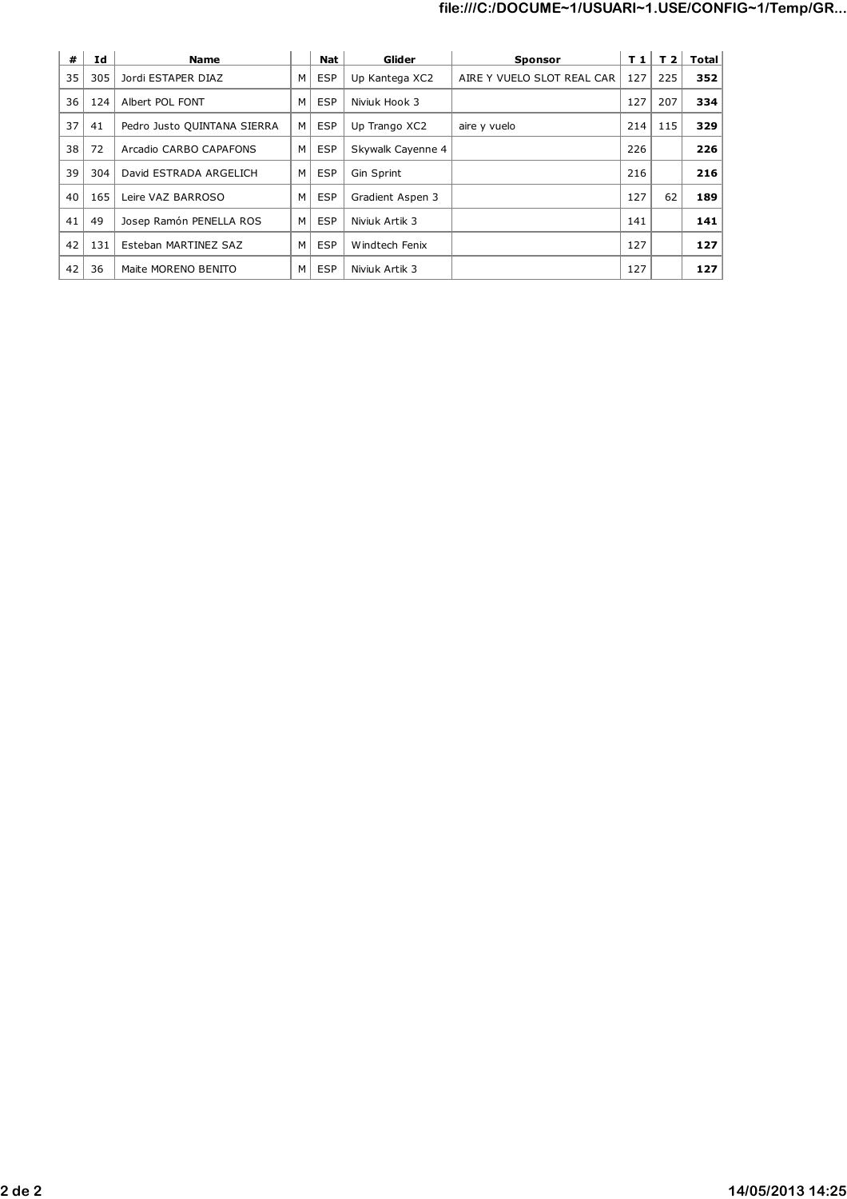| # | Id | Name | | Nat | Glider | Sponsor | T 1 | T 2 | Total |
|---|---|---|---|---|---|---|---|---|---|
| 35 | 305 | Jordi ESTAPER DIAZ | M | ESP | Up Kantega XC2 | AIRE Y VUELO SLOT REAL CAR | 127 | 225 | **352** |
| 36 | 124 | Albert POL FONT | M | ESP | Niviuk Hook 3 | | 127 | 207 | **334** |
| 37 | 41 | Pedro Justo QUINTANA SIERRA | M | ESP | Up Trango XC2 | aire y vuelo | 214 | 115 | **329** |
| 38 | 72 | Arcadio CARBO CAPAFONS | M | ESP | Skywalk Cayenne 4 | | 226 | | **226** |
| 39 | 304 | David ESTRADA ARGELICH | M | ESP | Gin Sprint | | 216 | | **216** |
| 40 | 165 | Leire VAZ BARROSO | M | ESP | Gradient Aspen 3 | | 127 | 62 | **189** |
| 41 | 49 | Josep Ramón PENELLA ROS | M | ESP | Niviuk Artik 3 | | 141 | | **141** |
| 42 | 131 | Esteban MARTINEZ SAZ | M | ESP | Windtech Fenix | | 127 | | **127** |
| 42 | 36 | Maite MORENO BENITO | M | ESP | Niviuk Artik 3 | | 127 | | **127** |